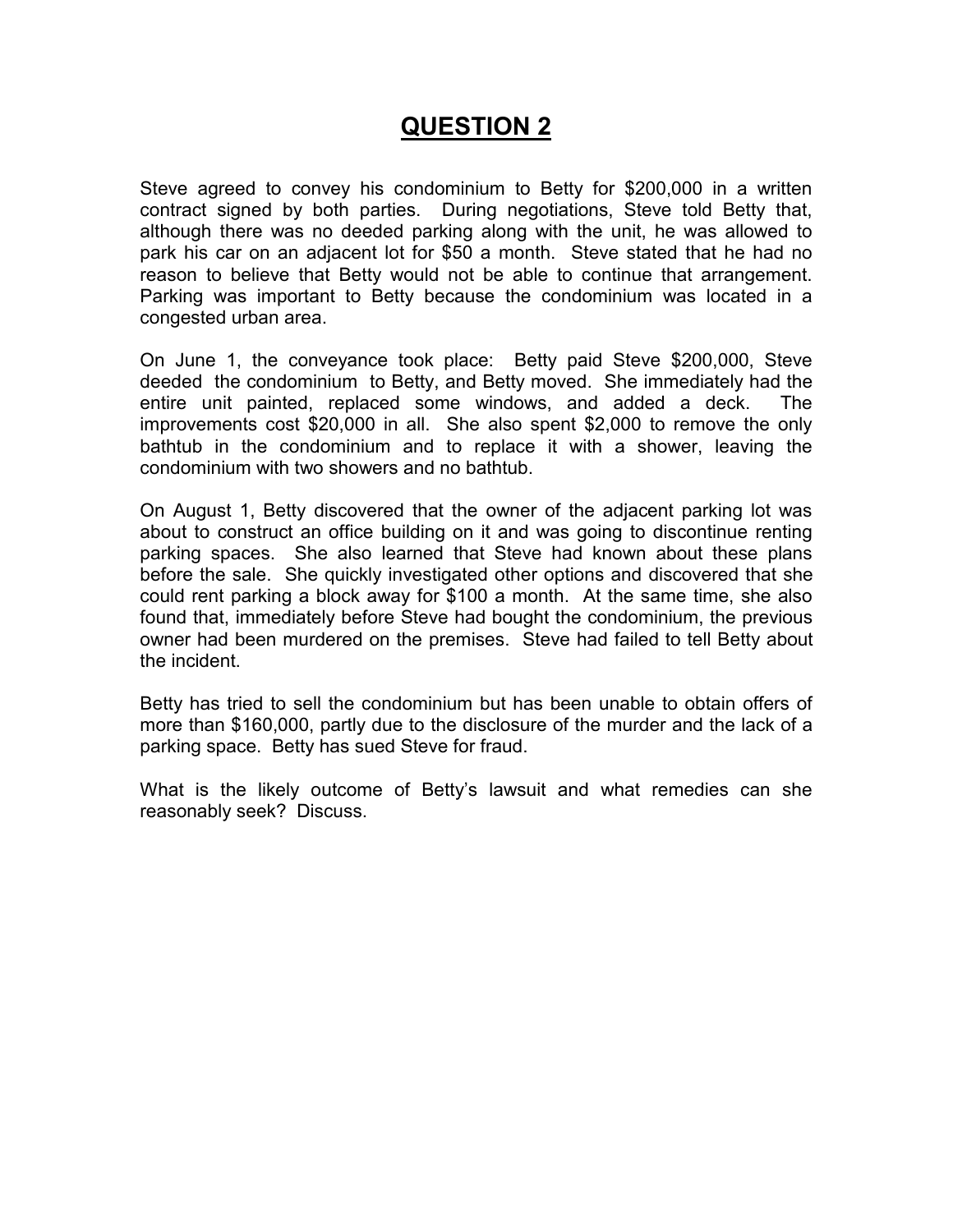# QUESTION 2

Steve agreed to convey his condominium to Betty for $200,000 in a written contract signed by both parties. During negotiations, Steve told Betty that, although there was no deeded parking along with the unit, he was allowed to park his car on an adjacent lot for $50 a month. Steve stated that he had no reason to believe that Betty would not be able to continue that arrangement. Parking was important to Betty because the condominium was located in a congested urban area.

On June 1, the conveyance took place: Betty paid Steve $200,000, Steve deeded the condominium to Betty, and Betty moved. She immediately had the entire unit painted, replaced some windows, and added a deck. The improvements cost $20,000 in all. She also spent $2,000 to remove the only bathtub in the condominium and to replace it with a shower, leaving the condominium with two showers and no bathtub.

On August 1, Betty discovered that the owner of the adjacent parking lot was about to construct an office building on it and was going to discontinue renting parking spaces. She also learned that Steve had known about these plans before the sale. She quickly investigated other options and discovered that she could rent parking a block away for $100 a month. At the same time, she also found that, immediately before Steve had bought the condominium, the previous owner had been murdered on the premises. Steve had failed to tell Betty about the incident.

Betty has tried to sell the condominium but has been unable to obtain offers of more than $160,000, partly due to the disclosure of the murder and the lack of a parking space. Betty has sued Steve for fraud.

What is the likely outcome of Betty's lawsuit and what remedies can she reasonably seek? Discuss.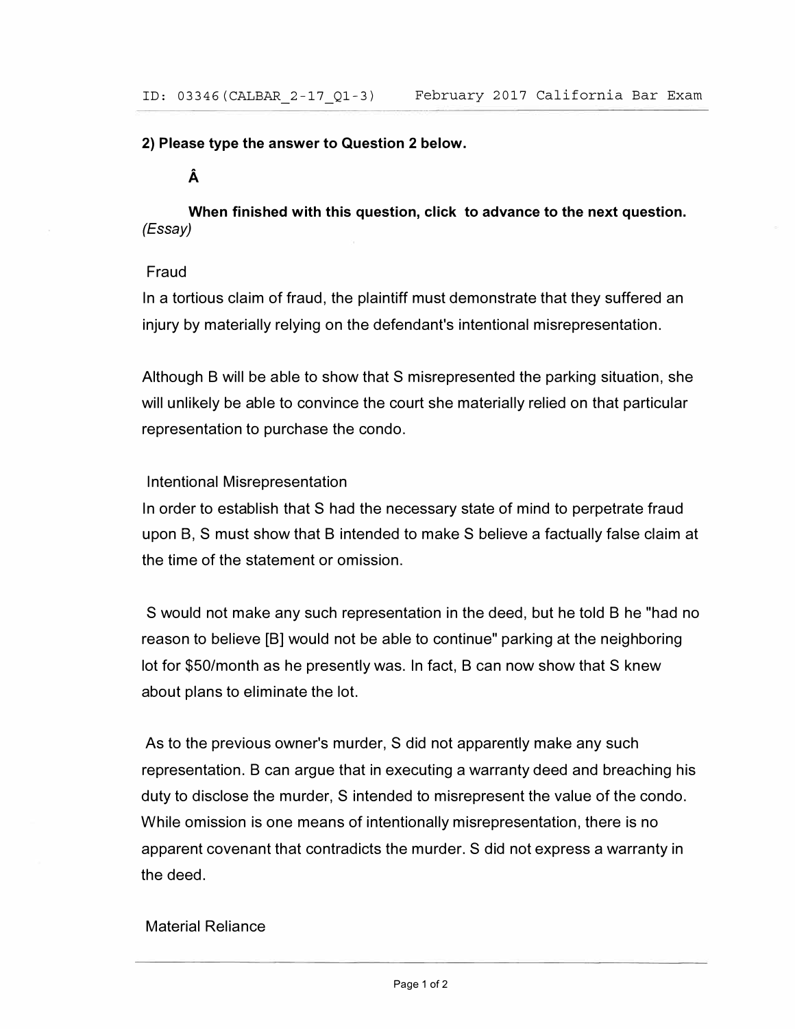**2) Please type the answer to Question 2 below.**

**Â**

**When finished with this question, click to advance to the next question.** *(Essay)*

Fraud

In a tortious claim of fraud, the plaintiff must demonstrate that they suffered an injury by materially relying on the defendant's intentional misrepresentation.

Although B will be able to show that S misrepresented the parking situation, she will unlikely be able to convince the court she materially relied on that particular representation to purchase the condo.

Intentional Misrepresentation

In order to establish that S had the necessary state of mind to perpetrate fraud upon B, S must show that B intended to make S believe a factually false claim at the time of the statement or omission.

S would not make any such representation in the deed, but he told B he "had no reason to believe [B] would not be able to continue" parking at the neighboring lot for $50/month as he presently was. In fact, B can now show that S knew about plans to eliminate the lot.

As to the previous owner's murder, S did not apparently make any such representation. B can argue that in executing a warranty deed and breaching his duty to disclose the murder, S intended to misrepresent the value of the condo. While omission is one means of intentionally misrepresentation, there is no apparent covenant that contradicts the murder. S did not express a warranty in the deed.

Material Reliance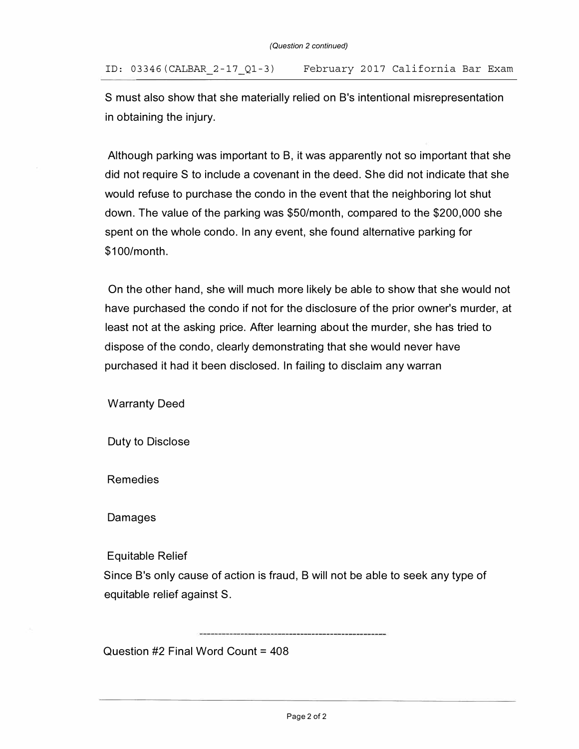S must also show that she materially relied on B's intentional misrepresentation in obtaining the injury.

Although parking was important to B, it was apparently not so important that she did not require S to include a covenant in the deed. She did not indicate that she would refuse to purchase the condo in the event that the neighboring lot shut down. The value of the parking was $50/month, compared to the $200,000 she spent on the whole condo. In any event, she found alternative parking for $100/month.

On the other hand, she will much more likely be able to show that she would not have purchased the condo if not for the disclosure of the prior owner's murder, at least not at the asking price. After learning about the murder, she has tried to dispose of the condo, clearly demonstrating that she would never have purchased it had it been disclosed. In failing to disclaim any warran

Warranty Deed

Duty to Disclose

Remedies

Damages

Equitable Relief

Since B's only cause of action is fraud, B will not be able to seek any type of equitable relief against S.

---

Question #2 Final Word Count = 408